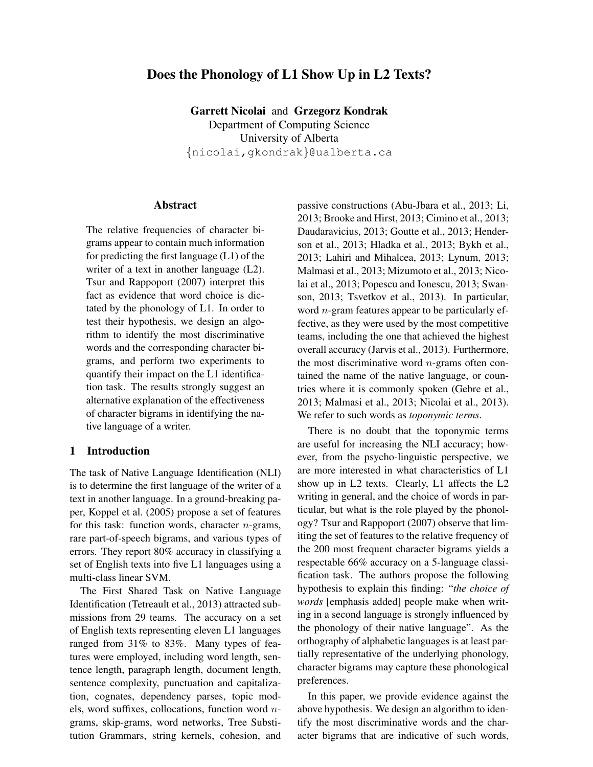# Does the Phonology of L1 Show Up in L2 Texts?

**Garrett Nicolai** and **Grzegorz Kondrak**
Department of Computing Science
University of Alberta
{nicolai,gkondrak}@ualberta.ca

## Abstract

The relative frequencies of character bigrams appear to contain much information for predicting the first language (L1) of the writer of a text in another language (L2). Tsur and Rappoport (2007) interpret this fact as evidence that word choice is dictated by the phonology of L1. In order to test their hypothesis, we design an algorithm to identify the most discriminative words and the corresponding character bigrams, and perform two experiments to quantify their impact on the L1 identification task. The results strongly suggest an alternative explanation of the effectiveness of character bigrams in identifying the native language of a writer.

## 1 Introduction

The task of Native Language Identification (NLI) is to determine the first language of the writer of a text in another language. In a ground-breaking paper, Koppel et al. (2005) propose a set of features for this task: function words, character $n$-grams, rare part-of-speech bigrams, and various types of errors. They report 80% accuracy in classifying a set of English texts into five L1 languages using a multi-class linear SVM.

The First Shared Task on Native Language Identification (Tetreault et al., 2013) attracted submissions from 29 teams. The accuracy on a set of English texts representing eleven L1 languages ranged from 31% to 83%. Many types of features were employed, including word length, sentence length, paragraph length, document length, sentence complexity, punctuation and capitalization, cognates, dependency parses, topic models, word suffixes, collocations, function word $n$-grams, skip-grams, word networks, Tree Substitution Grammars, string kernels, cohesion, and passive constructions (Abu-Jbara et al., 2013; Li, 2013; Brooke and Hirst, 2013; Cimino et al., 2013; Daudaravicius, 2013; Goutte et al., 2013; Henderson et al., 2013; Hladka et al., 2013; Bykh et al., 2013; Lahiri and Mihalcea, 2013; Lynum, 2013; Malmasi et al., 2013; Mizumoto et al., 2013; Nicolai et al., 2013; Popescu and Ionescu, 2013; Swanson, 2013; Tsvetkov et al., 2013). In particular, word $n$-gram features appear to be particularly effective, as they were used by the most competitive teams, including the one that achieved the highest overall accuracy (Jarvis et al., 2013). Furthermore, the most discriminative word $n$-grams often contained the name of the native language, or countries where it is commonly spoken (Gebre et al., 2013; Malmasi et al., 2013; Nicolai et al., 2013). We refer to such words as *toponymic terms*.

There is no doubt that the toponymic terms are useful for increasing the NLI accuracy; however, from the psycho-linguistic perspective, we are more interested in what characteristics of L1 show up in L2 texts. Clearly, L1 affects the L2 writing in general, and the choice of words in particular, but what is the role played by the phonology? Tsur and Rappoport (2007) observe that limiting the set of features to the relative frequency of the 200 most frequent character bigrams yields a respectable 66% accuracy on a 5-language classification task. The authors propose the following hypothesis to explain this finding: "*the choice of words* [emphasis added] people make when writing in a second language is strongly influenced by the phonology of their native language". As the orthography of alphabetic languages is at least partially representative of the underlying phonology, character bigrams may capture these phonological preferences.

In this paper, we provide evidence against the above hypothesis. We design an algorithm to identify the most discriminative words and the character bigrams that are indicative of such words,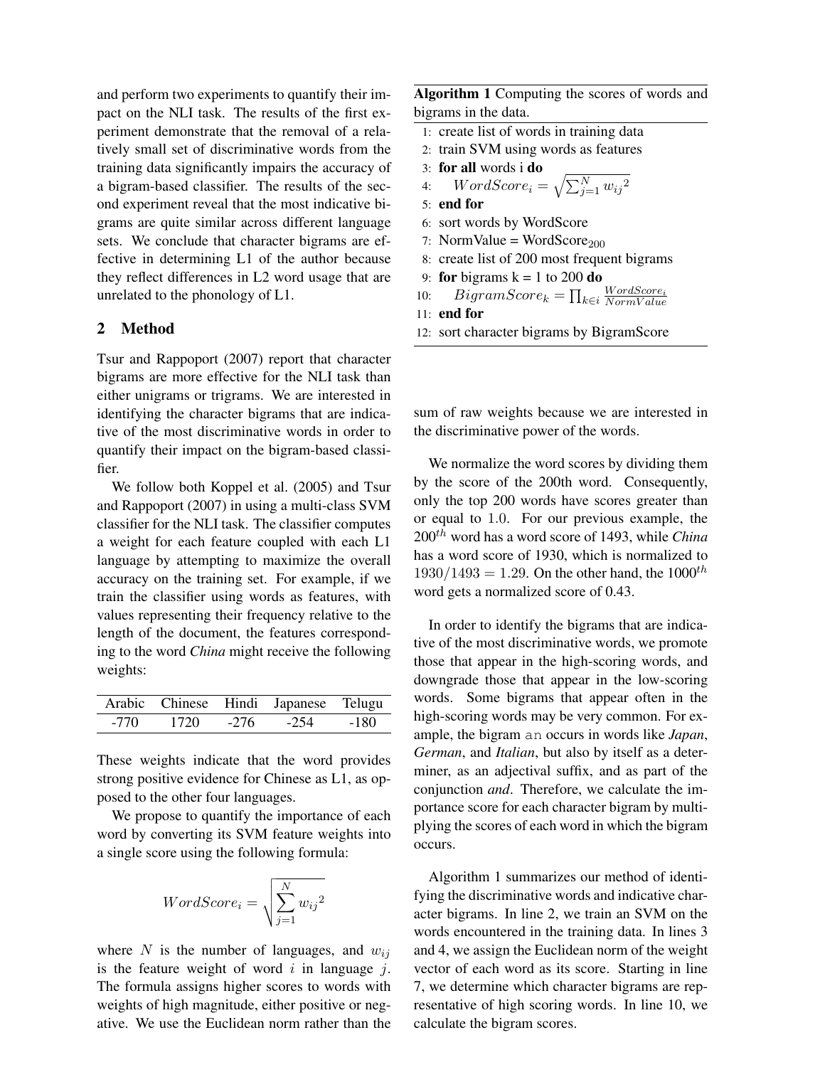and perform two experiments to quantify their impact on the NLI task. The results of the first experiment demonstrate that the removal of a relatively small set of discriminative words from the training data significantly impairs the accuracy of a bigram-based classifier. The results of the second experiment reveal that the most indicative bigrams are quite similar across different language sets. We conclude that character bigrams are effective in determining L1 of the author because they reflect differences in L2 word usage that are unrelated to the phonology of L1.

## 2 Method

Tsur and Rappoport (2007) report that character bigrams are more effective for the NLI task than either unigrams or trigrams. We are interested in identifying the character bigrams that are indicative of the most discriminative words in order to quantify their impact on the bigram-based classifier.

We follow both Koppel et al. (2005) and Tsur and Rappoport (2007) in using a multi-class SVM classifier for the NLI task. The classifier computes a weight for each feature coupled with each L1 language by attempting to maximize the overall accuracy on the training set. For example, if we train the classifier using words as features, with values representing their frequency relative to the length of the document, the features corresponding to the word *China* might receive the following weights:

| Arabic | Chinese | Hindi | Japanese | Telugu |
|---|---|---|---|---|
| -770 | 1720 | -276 | -254 | -180 |

These weights indicate that the word provides strong positive evidence for Chinese as L1, as opposed to the other four languages.

We propose to quantify the importance of each word by converting its SVM feature weights into a single score using the following formula:

$$WordScore_i = \sqrt{\sum_{j=1}^{N} {w_{ij}}^2}$$

where $N$ is the number of languages, and $w_{ij}$ is the feature weight of word $i$ in language $j$. The formula assigns higher scores to words with weights of high magnitude, either positive or negative. We use the Euclidean norm rather than the sum of raw weights because we are interested in the discriminative power of the words.

**Algorithm 1** Computing the scores of words and bigrams in the data.

1: create list of words in training data
2: train SVM using words as features
3: **for all** words i **do**
4: $\quad WordScore_i = \sqrt{\sum_{j=1}^{N} {w_{ij}}^2}$
5: **end for**
6: sort words by WordScore
7: NormValue = WordScore$_{200}$
8: create list of 200 most frequent bigrams
9: **for** bigrams k = 1 to 200 **do**
10: $\quad BigramScore_k = \prod_{k \in i} \frac{WordScore_i}{NormValue}$
11: **end for**
12: sort character bigrams by BigramScore

We normalize the word scores by dividing them by the score of the 200th word. Consequently, only the top 200 words have scores greater than or equal to 1.0. For our previous example, the $200^{th}$ word has a word score of 1493, while *China* has a word score of 1930, which is normalized to $1930/1493 = 1.29$. On the other hand, the $1000^{th}$ word gets a normalized score of 0.43.

In order to identify the bigrams that are indicative of the most discriminative words, we promote those that appear in the high-scoring words, and downgrade those that appear in the low-scoring words. Some bigrams that appear often in the high-scoring words may be very common. For example, the bigram `an` occurs in words like *Japan*, *German*, and *Italian*, but also by itself as a determiner, as an adjectival suffix, and as part of the conjunction *and*. Therefore, we calculate the importance score for each character bigram by multiplying the scores of each word in which the bigram occurs.

Algorithm 1 summarizes our method of identifying the discriminative words and indicative character bigrams. In line 2, we train an SVM on the words encountered in the training data. In lines 3 and 4, we assign the Euclidean norm of the weight vector of each word as its score. Starting in line 7, we determine which character bigrams are representative of high scoring words. In line 10, we calculate the bigram scores.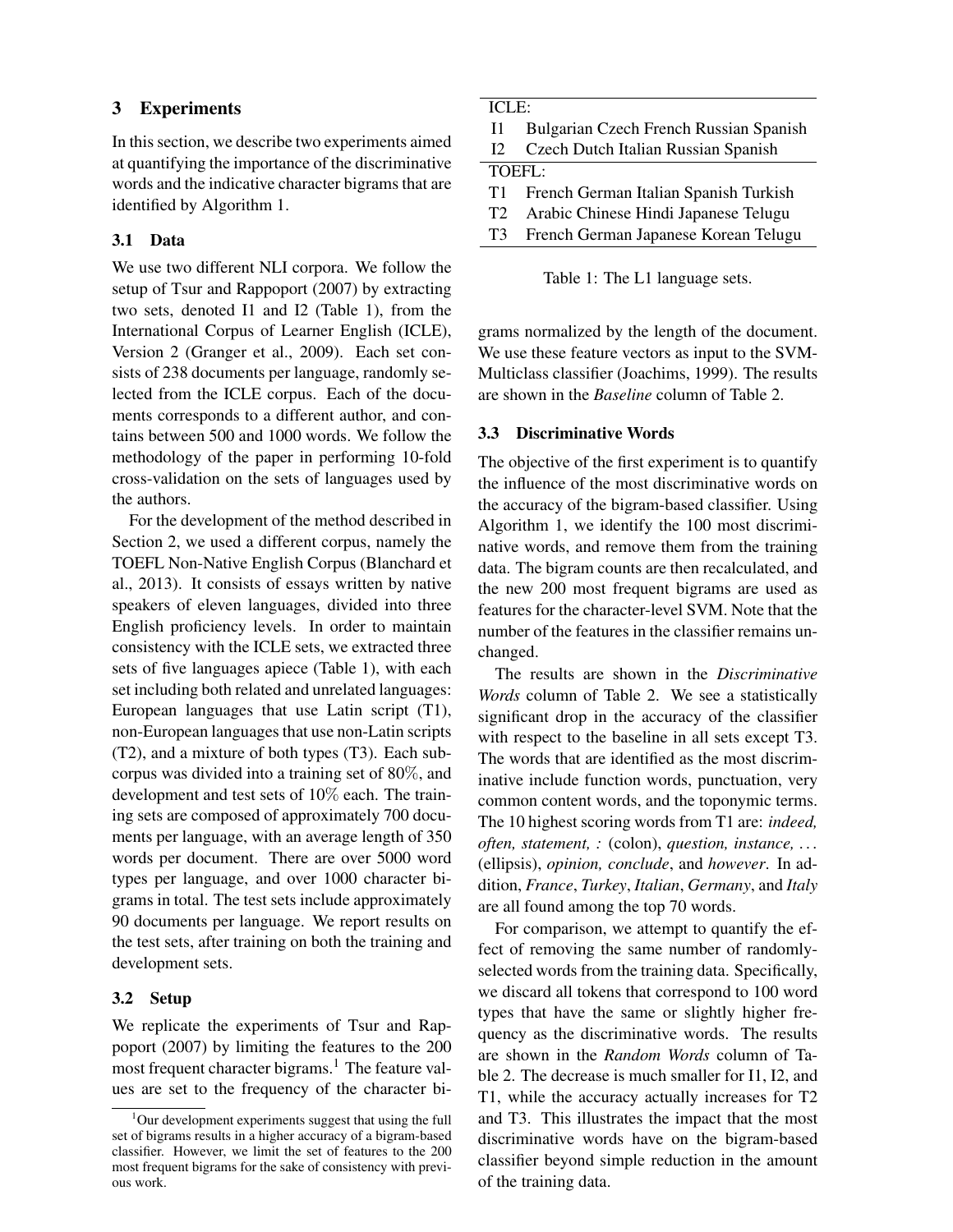## 3 Experiments

In this section, we describe two experiments aimed at quantifying the importance of the discriminative words and the indicative character bigrams that are identified by Algorithm 1.

### 3.1 Data

We use two different NLI corpora. We follow the setup of Tsur and Rappoport (2007) by extracting two sets, denoted I1 and I2 (Table 1), from the International Corpus of Learner English (ICLE), Version 2 (Granger et al., 2009). Each set consists of 238 documents per language, randomly selected from the ICLE corpus. Each of the documents corresponds to a different author, and contains between 500 and 1000 words. We follow the methodology of the paper in performing 10-fold cross-validation on the sets of languages used by the authors.

For the development of the method described in Section 2, we used a different corpus, namely the TOEFL Non-Native English Corpus (Blanchard et al., 2013). It consists of essays written by native speakers of eleven languages, divided into three English proficiency levels. In order to maintain consistency with the ICLE sets, we extracted three sets of five languages apiece (Table 1), with each set including both related and unrelated languages: European languages that use Latin script (T1), non-European languages that use non-Latin scripts (T2), and a mixture of both types (T3). Each sub-corpus was divided into a training set of 80%, and development and test sets of 10% each. The training sets are composed of approximately 700 documents per language, with an average length of 350 words per document. There are over 5000 word types per language, and over 1000 character bigrams in total. The test sets include approximately 90 documents per language. We report results on the test sets, after training on both the training and development sets.

| ICLE: | |
|---|---|
| I1 | Bulgarian Czech French Russian Spanish |
| I2 | Czech Dutch Italian Russian Spanish |
| **TOEFL:** | |
| T1 | French German Italian Spanish Turkish |
| T2 | Arabic Chinese Hindi Japanese Telugu |
| T3 | French German Japanese Korean Telugu |

Table 1: The L1 language sets.

### 3.2 Setup

We replicate the experiments of Tsur and Rappoport (2007) by limiting the features to the 200 most frequent character bigrams.[1] The feature values are set to the frequency of the character bigrams normalized by the length of the document. We use these feature vectors as input to the SVM-Multiclass classifier (Joachims, 1999). The results are shown in the *Baseline* column of Table 2.

[1] Our development experiments suggest that using the full set of bigrams results in a higher accuracy of a bigram-based classifier. However, we limit the set of features to the 200 most frequent bigrams for the sake of consistency with previous work.

### 3.3 Discriminative Words

The objective of the first experiment is to quantify the influence of the most discriminative words on the accuracy of the bigram-based classifier. Using Algorithm 1, we identify the 100 most discriminative words, and remove them from the training data. The bigram counts are then recalculated, and the new 200 most frequent bigrams are used as features for the character-level SVM. Note that the number of the features in the classifier remains unchanged.

The results are shown in the *Discriminative Words* column of Table 2. We see a statistically significant drop in the accuracy of the classifier with respect to the baseline in all sets except T3. The words that are identified as the most discriminative include function words, punctuation, very common content words, and the toponymic terms. The 10 highest scoring words from T1 are: *indeed, often, statement, :* (colon), *question, instance, . . .* (ellipsis), *opinion, conclude*, and *however*. In addition, *France*, *Turkey*, *Italian*, *Germany*, and *Italy* are all found among the top 70 words.

For comparison, we attempt to quantify the effect of removing the same number of randomly-selected words from the training data. Specifically, we discard all tokens that correspond to 100 word types that have the same or slightly higher frequency as the discriminative words. The results are shown in the *Random Words* column of Table 2. The decrease is much smaller for I1, I2, and T1, while the accuracy actually increases for T2 and T3. This illustrates the impact that the most discriminative words have on the bigram-based classifier beyond simple reduction in the amount of the training data.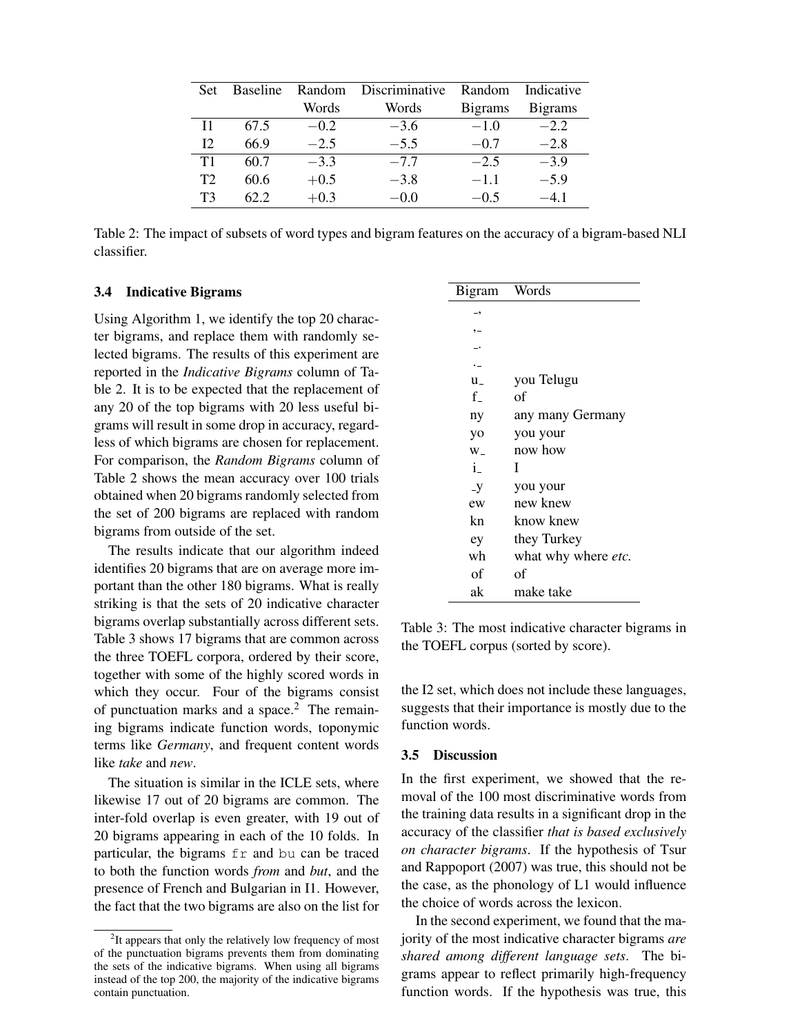| Set | Baseline | Random Words | Discriminative Words | Random Bigrams | Indicative Bigrams |
|---|---|---|---|---|---|
| I1 | 67.5 | −0.2 | −3.6 | −1.0 | −2.2 |
| I2 | 66.9 | −2.5 | −5.5 | −0.7 | −2.8 |
| T1 | 60.7 | −3.3 | −7.7 | −2.5 | −3.9 |
| T2 | 60.6 | +0.5 | −3.8 | −1.1 | −5.9 |
| T3 | 62.2 | +0.3 | −0.0 | −0.5 | −4.1 |

Table 2: The impact of subsets of word types and bigram features on the accuracy of a bigram-based NLI classifier.

### 3.4 Indicative Bigrams

Using Algorithm 1, we identify the top 20 character bigrams, and replace them with randomly selected bigrams. The results of this experiment are reported in the *Indicative Bigrams* column of Table 2. It is to be expected that the replacement of any 20 of the top bigrams with 20 less useful bigrams will result in some drop in accuracy, regardless of which bigrams are chosen for replacement. For comparison, the *Random Bigrams* column of Table 2 shows the mean accuracy over 100 trials obtained when 20 bigrams randomly selected from the set of 200 bigrams are replaced with random bigrams from outside of the set.

The results indicate that our algorithm indeed identifies 20 bigrams that are on average more important than the other 180 bigrams. What is really striking is that the sets of 20 indicative character bigrams overlap substantially across different sets. Table 3 shows 17 bigrams that are common across the three TOEFL corpora, ordered by their score, together with some of the highly scored words in which they occur. Four of the bigrams consist of punctuation marks and a space.[2] The remaining bigrams indicate function words, toponymic terms like *Germany*, and frequent content words like *take* and *new*.

The situation is similar in the ICLE sets, where likewise 17 out of 20 bigrams are common. The inter-fold overlap is even greater, with 19 out of 20 bigrams appearing in each of the 10 folds. In particular, the bigrams `fr` and `bu` can be traced to both the function words *from* and *but*, and the presence of French and Bulgarian in I1. However, the fact that the two bigrams are also on the list for the I2 set, which does not include these languages, suggests that their importance is mostly due to the function words.

| Bigram | Words |
|---|---|
| _, | |
| ,_ | |
| _. | |
| ._ | |
| u_ | you Telugu |
| f_ | of |
| ny | any many Germany |
| yo | you your |
| w_ | now how |
| i_ | I |
| _y | you your |
| ew | new knew |
| kn | know knew |
| ey | they Turkey |
| wh | what why where *etc.* |
| of | of |
| ak | make take |

Table 3: The most indicative character bigrams in the TOEFL corpus (sorted by score).

### 3.5 Discussion

In the first experiment, we showed that the removal of the 100 most discriminative words from the training data results in a significant drop in the accuracy of the classifier *that is based exclusively on character bigrams*. If the hypothesis of Tsur and Rappoport (2007) was true, this should not be the case, as the phonology of L1 would influence the choice of words across the lexicon.

In the second experiment, we found that the majority of the most indicative character bigrams *are shared among different language sets*. The bigrams appear to reflect primarily high-frequency function words. If the hypothesis was true, this

[2] It appears that only the relatively low frequency of most of the punctuation bigrams prevents them from dominating the sets of the indicative bigrams. When using all bigrams instead of the top 200, the majority of the indicative bigrams contain punctuation.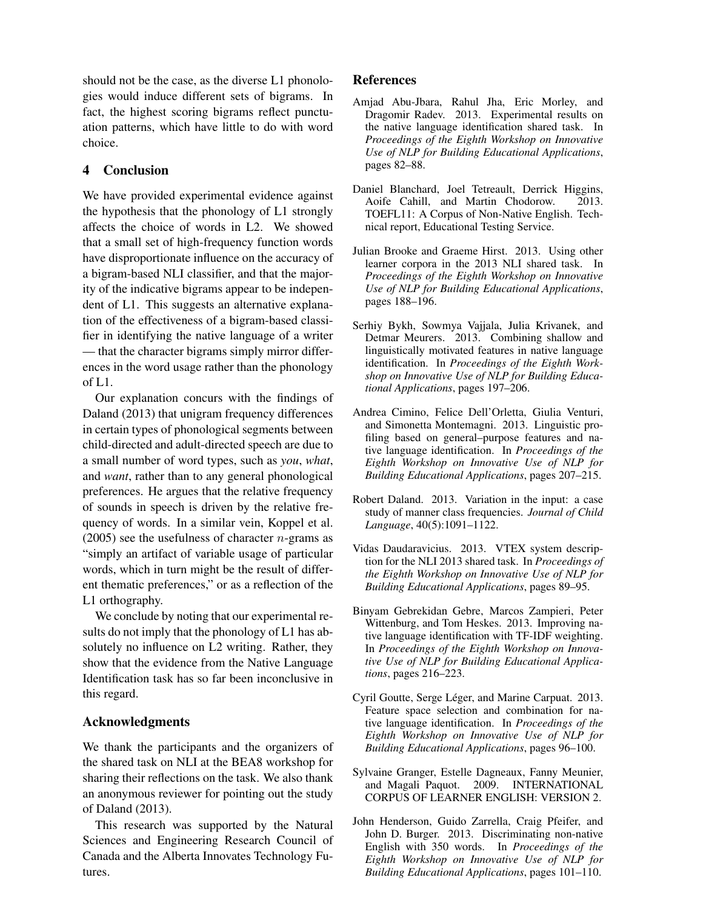should not be the case, as the diverse L1 phonologies would induce different sets of bigrams. In fact, the highest scoring bigrams reflect punctuation patterns, which have little to do with word choice.

## 4 Conclusion

We have provided experimental evidence against the hypothesis that the phonology of L1 strongly affects the choice of words in L2. We showed that a small set of high-frequency function words have disproportionate influence on the accuracy of a bigram-based NLI classifier, and that the majority of the indicative bigrams appear to be independent of L1. This suggests an alternative explanation of the effectiveness of a bigram-based classifier in identifying the native language of a writer — that the character bigrams simply mirror differences in the word usage rather than the phonology of L1.

Our explanation concurs with the findings of Daland (2013) that unigram frequency differences in certain types of phonological segments between child-directed and adult-directed speech are due to a small number of word types, such as *you*, *what*, and *want*, rather than to any general phonological preferences. He argues that the relative frequency of sounds in speech is driven by the relative frequency of words. In a similar vein, Koppel et al. (2005) see the usefulness of character $n$-grams as "simply an artifact of variable usage of particular words, which in turn might be the result of different thematic preferences," or as a reflection of the L1 orthography.

We conclude by noting that our experimental results do not imply that the phonology of L1 has absolutely no influence on L2 writing. Rather, they show that the evidence from the Native Language Identification task has so far been inconclusive in this regard.

## Acknowledgments

We thank the participants and the organizers of the shared task on NLI at the BEA8 workshop for sharing their reflections on the task. We also thank an anonymous reviewer for pointing out the study of Daland (2013).

This research was supported by the Natural Sciences and Engineering Research Council of Canada and the Alberta Innovates Technology Futures.

## References

Amjad Abu-Jbara, Rahul Jha, Eric Morley, and Dragomir Radev. 2013. Experimental results on the native language identification shared task. In *Proceedings of the Eighth Workshop on Innovative Use of NLP for Building Educational Applications*, pages 82–88.

Daniel Blanchard, Joel Tetreault, Derrick Higgins, Aoife Cahill, and Martin Chodorow. 2013. TOEFL11: A Corpus of Non-Native English. Technical report, Educational Testing Service.

Julian Brooke and Graeme Hirst. 2013. Using other learner corpora in the 2013 NLI shared task. In *Proceedings of the Eighth Workshop on Innovative Use of NLP for Building Educational Applications*, pages 188–196.

Serhiy Bykh, Sowmya Vajjala, Julia Krivanek, and Detmar Meurers. 2013. Combining shallow and linguistically motivated features in native language identification. In *Proceedings of the Eighth Workshop on Innovative Use of NLP for Building Educational Applications*, pages 197–206.

Andrea Cimino, Felice Dell'Orletta, Giulia Venturi, and Simonetta Montemagni. 2013. Linguistic profiling based on general–purpose features and native language identification. In *Proceedings of the Eighth Workshop on Innovative Use of NLP for Building Educational Applications*, pages 207–215.

Robert Daland. 2013. Variation in the input: a case study of manner class frequencies. *Journal of Child Language*, 40(5):1091–1122.

Vidas Daudaravicius. 2013. VTEX system description for the NLI 2013 shared task. In *Proceedings of the Eighth Workshop on Innovative Use of NLP for Building Educational Applications*, pages 89–95.

Binyam Gebrekidan Gebre, Marcos Zampieri, Peter Wittenburg, and Tom Heskes. 2013. Improving native language identification with TF-IDF weighting. In *Proceedings of the Eighth Workshop on Innovative Use of NLP for Building Educational Applications*, pages 216–223.

Cyril Goutte, Serge Léger, and Marine Carpuat. 2013. Feature space selection and combination for native language identification. In *Proceedings of the Eighth Workshop on Innovative Use of NLP for Building Educational Applications*, pages 96–100.

Sylvaine Granger, Estelle Dagneaux, Fanny Meunier, and Magali Paquot. 2009. INTERNATIONAL CORPUS OF LEARNER ENGLISH: VERSION 2.

John Henderson, Guido Zarrella, Craig Pfeifer, and John D. Burger. 2013. Discriminating non-native English with 350 words. In *Proceedings of the Eighth Workshop on Innovative Use of NLP for Building Educational Applications*, pages 101–110.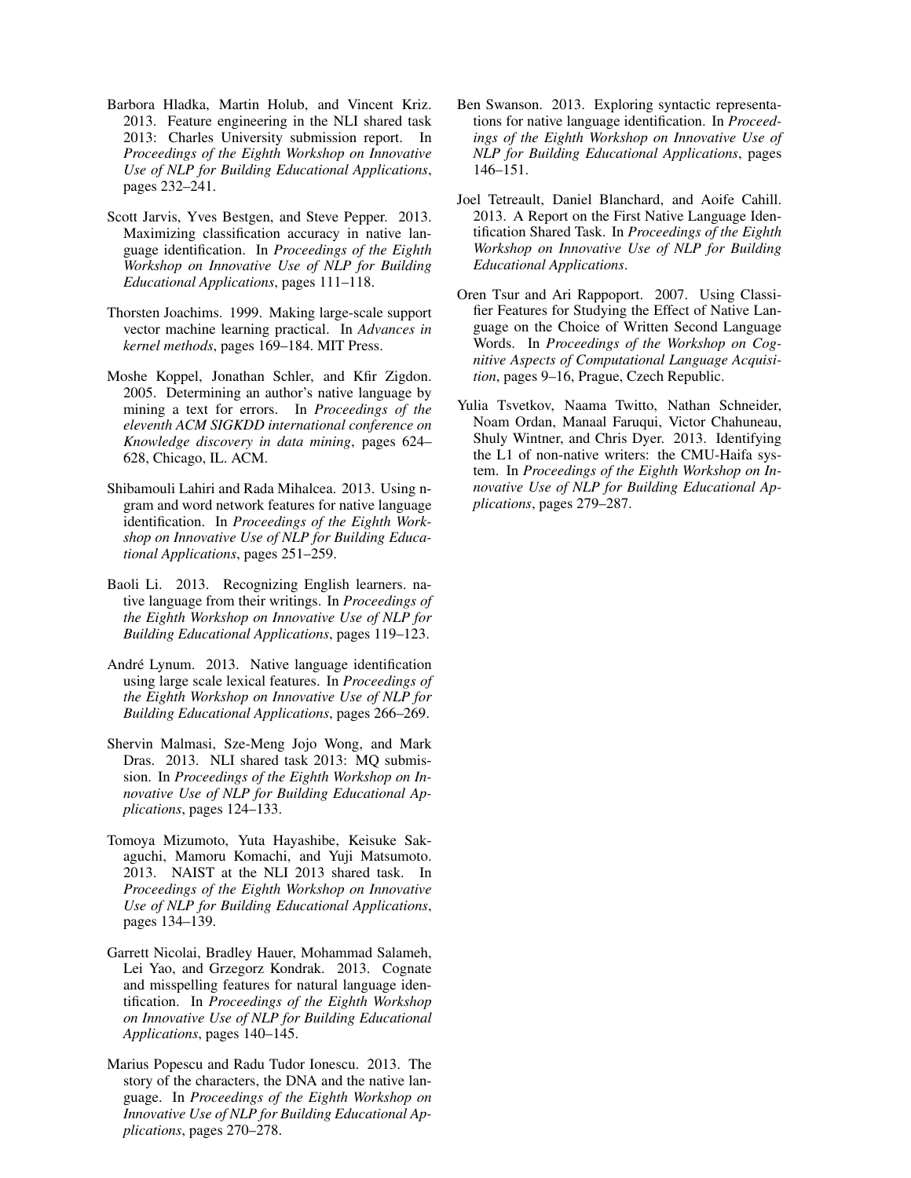Barbora Hladka, Martin Holub, and Vincent Kriz. 2013. Feature engineering in the NLI shared task 2013: Charles University submission report. In *Proceedings of the Eighth Workshop on Innovative Use of NLP for Building Educational Applications*, pages 232–241.

Scott Jarvis, Yves Bestgen, and Steve Pepper. 2013. Maximizing classification accuracy in native language identification. In *Proceedings of the Eighth Workshop on Innovative Use of NLP for Building Educational Applications*, pages 111–118.

Thorsten Joachims. 1999. Making large-scale support vector machine learning practical. In *Advances in kernel methods*, pages 169–184. MIT Press.

Moshe Koppel, Jonathan Schler, and Kfir Zigdon. 2005. Determining an author's native language by mining a text for errors. In *Proceedings of the eleventh ACM SIGKDD international conference on Knowledge discovery in data mining*, pages 624–628, Chicago, IL. ACM.

Shibamouli Lahiri and Rada Mihalcea. 2013. Using n-gram and word network features for native language identification. In *Proceedings of the Eighth Workshop on Innovative Use of NLP for Building Educational Applications*, pages 251–259.

Baoli Li. 2013. Recognizing English learners. native language from their writings. In *Proceedings of the Eighth Workshop on Innovative Use of NLP for Building Educational Applications*, pages 119–123.

André Lynum. 2013. Native language identification using large scale lexical features. In *Proceedings of the Eighth Workshop on Innovative Use of NLP for Building Educational Applications*, pages 266–269.

Shervin Malmasi, Sze-Meng Jojo Wong, and Mark Dras. 2013. NLI shared task 2013: MQ submission. In *Proceedings of the Eighth Workshop on Innovative Use of NLP for Building Educational Applications*, pages 124–133.

Tomoya Mizumoto, Yuta Hayashibe, Keisuke Sakaguchi, Mamoru Komachi, and Yuji Matsumoto. 2013. NAIST at the NLI 2013 shared task. In *Proceedings of the Eighth Workshop on Innovative Use of NLP for Building Educational Applications*, pages 134–139.

Garrett Nicolai, Bradley Hauer, Mohammad Salameh, Lei Yao, and Grzegorz Kondrak. 2013. Cognate and misspelling features for natural language identification. In *Proceedings of the Eighth Workshop on Innovative Use of NLP for Building Educational Applications*, pages 140–145.

Marius Popescu and Radu Tudor Ionescu. 2013. The story of the characters, the DNA and the native language. In *Proceedings of the Eighth Workshop on Innovative Use of NLP for Building Educational Applications*, pages 270–278.

Ben Swanson. 2013. Exploring syntactic representations for native language identification. In *Proceedings of the Eighth Workshop on Innovative Use of NLP for Building Educational Applications*, pages 146–151.

Joel Tetreault, Daniel Blanchard, and Aoife Cahill. 2013. A Report on the First Native Language Identification Shared Task. In *Proceedings of the Eighth Workshop on Innovative Use of NLP for Building Educational Applications*.

Oren Tsur and Ari Rappoport. 2007. Using Classifier Features for Studying the Effect of Native Language on the Choice of Written Second Language Words. In *Proceedings of the Workshop on Cognitive Aspects of Computational Language Acquisition*, pages 9–16, Prague, Czech Republic.

Yulia Tsvetkov, Naama Twitto, Nathan Schneider, Noam Ordan, Manaal Faruqui, Victor Chahuneau, Shuly Wintner, and Chris Dyer. 2013. Identifying the L1 of non-native writers: the CMU-Haifa system. In *Proceedings of the Eighth Workshop on Innovative Use of NLP for Building Educational Applications*, pages 279–287.